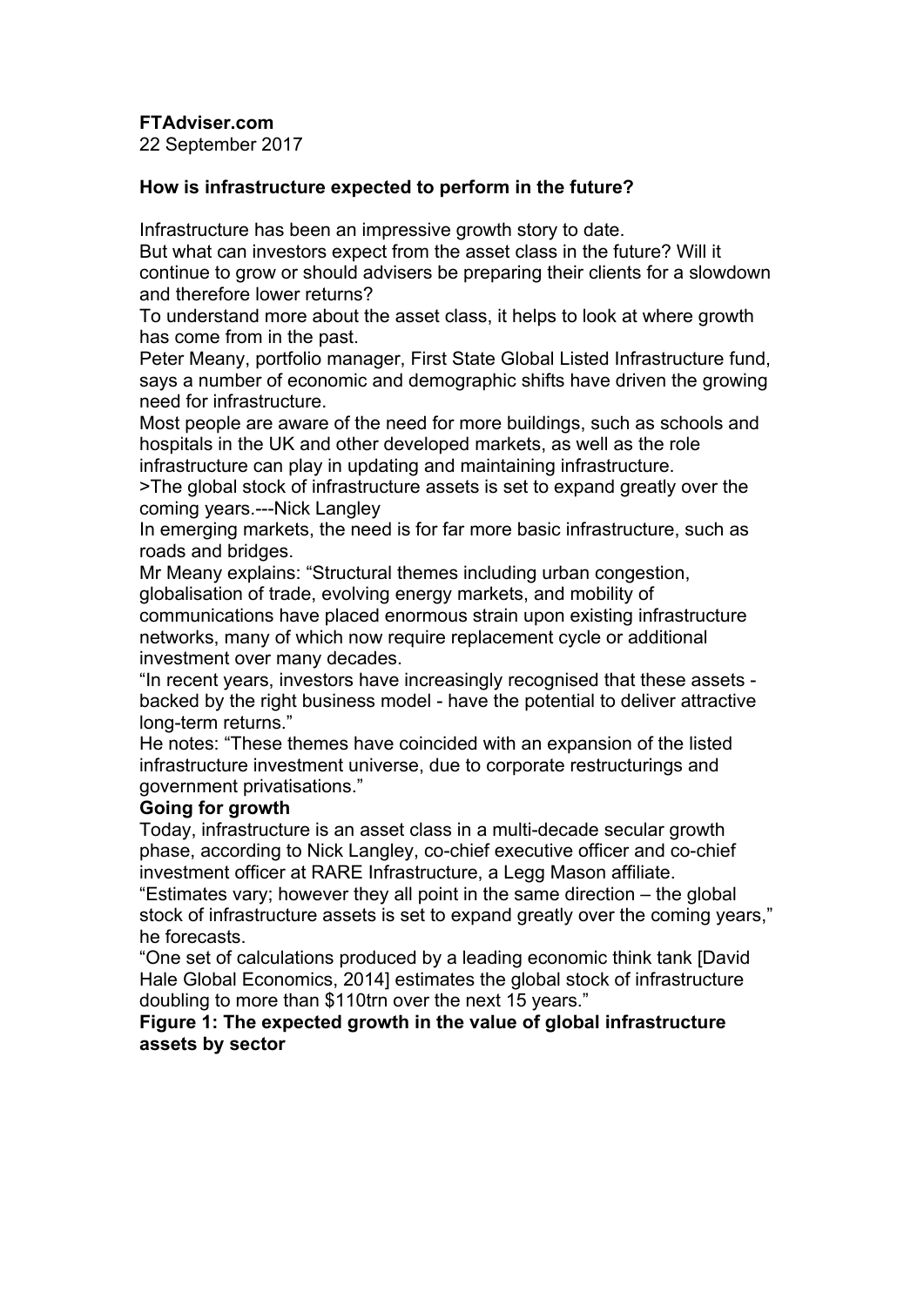**FTAdviser.com**
22 September 2017

**How is infrastructure expected to perform in the future?**

Infrastructure has been an impressive growth story to date.
But what can investors expect from the asset class in the future? Will it continue to grow or should advisers be preparing their clients for a slowdown and therefore lower returns?
To understand more about the asset class, it helps to look at where growth has come from in the past.
Peter Meany, portfolio manager, First State Global Listed Infrastructure fund, says a number of economic and demographic shifts have driven the growing need for infrastructure.
Most people are aware of the need for more buildings, such as schools and hospitals in the UK and other developed markets, as well as the role infrastructure can play in updating and maintaining infrastructure.
>The global stock of infrastructure assets is set to expand greatly over the coming years.---Nick Langley
In emerging markets, the need is for far more basic infrastructure, such as roads and bridges.
Mr Meany explains: "Structural themes including urban congestion, globalisation of trade, evolving energy markets, and mobility of communications have placed enormous strain upon existing infrastructure networks, many of which now require replacement cycle or additional investment over many decades.
"In recent years, investors have increasingly recognised that these assets - backed by the right business model - have the potential to deliver attractive long-term returns."
He notes: "These themes have coincided with an expansion of the listed infrastructure investment universe, due to corporate restructurings and government privatisations."

**Going for growth**

Today, infrastructure is an asset class in a multi-decade secular growth phase, according to Nick Langley, co-chief executive officer and co-chief investment officer at RARE Infrastructure, a Legg Mason affiliate.
"Estimates vary; however they all point in the same direction – the global stock of infrastructure assets is set to expand greatly over the coming years," he forecasts.
"One set of calculations produced by a leading economic think tank [David Hale Global Economics, 2014] estimates the global stock of infrastructure doubling to more than $110trn over the next 15 years."

**Figure 1: The expected growth in the value of global infrastructure assets by sector**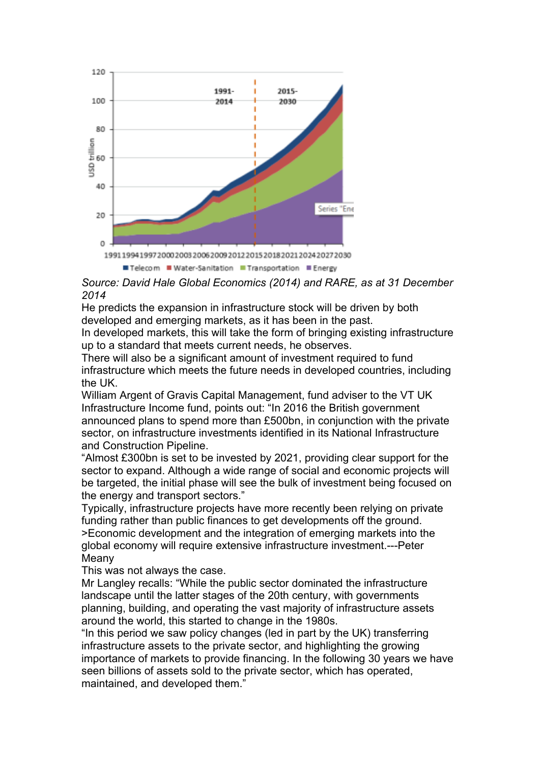*Source: David Hale Global Economics (2014) and RARE, as at 31 December 2014*

He predicts the expansion in infrastructure stock will be driven by both developed and emerging markets, as it has been in the past.

In developed markets, this will take the form of bringing existing infrastructure up to a standard that meets current needs, he observes.

There will also be a significant amount of investment required to fund infrastructure which meets the future needs in developed countries, including the UK.

William Argent of Gravis Capital Management, fund adviser to the VT UK Infrastructure Income fund, points out: “In 2016 the British government announced plans to spend more than £500bn, in conjunction with the private sector, on infrastructure investments identified in its National Infrastructure and Construction Pipeline.

“Almost £300bn is set to be invested by 2021, providing clear support for the sector to expand. Although a wide range of social and economic projects will be targeted, the initial phase will see the bulk of investment being focused on the energy and transport sectors.”

Typically, infrastructure projects have more recently been relying on private funding rather than public finances to get developments off the ground.

>Economic development and the integration of emerging markets into the global economy will require extensive infrastructure investment.---Peter Meany

This was not always the case.

Mr Langley recalls: “While the public sector dominated the infrastructure landscape until the latter stages of the 20th century, with governments planning, building, and operating the vast majority of infrastructure assets around the world, this started to change in the 1980s.

“In this period we saw policy changes (led in part by the UK) transferring infrastructure assets to the private sector, and highlighting the growing importance of markets to provide financing. In the following 30 years we have seen billions of assets sold to the private sector, which has operated, maintained, and developed them.”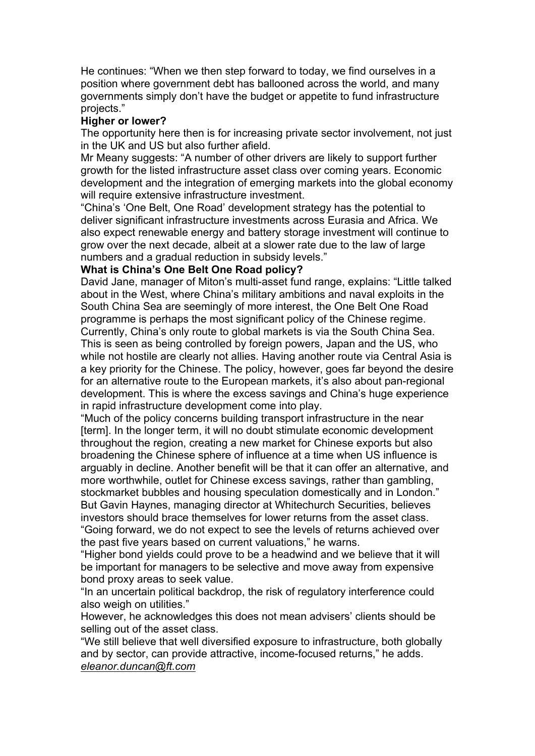He continues: "When we then step forward to today, we find ourselves in a position where government debt has ballooned across the world, and many governments simply don't have the budget or appetite to fund infrastructure projects."

**Higher or lower?**

The opportunity here then is for increasing private sector involvement, not just in the UK and US but also further afield.

Mr Meany suggests: "A number of other drivers are likely to support further growth for the listed infrastructure asset class over coming years. Economic development and the integration of emerging markets into the global economy will require extensive infrastructure investment.

"China's 'One Belt, One Road' development strategy has the potential to deliver significant infrastructure investments across Eurasia and Africa. We also expect renewable energy and battery storage investment will continue to grow over the next decade, albeit at a slower rate due to the law of large numbers and a gradual reduction in subsidy levels."

**What is China's One Belt One Road policy?**

David Jane, manager of Miton's multi-asset fund range, explains: "Little talked about in the West, where China's military ambitions and naval exploits in the South China Sea are seemingly of more interest, the One Belt One Road programme is perhaps the most significant policy of the Chinese regime. Currently, China's only route to global markets is via the South China Sea. This is seen as being controlled by foreign powers, Japan and the US, who while not hostile are clearly not allies. Having another route via Central Asia is a key priority for the Chinese. The policy, however, goes far beyond the desire for an alternative route to the European markets, it's also about pan-regional development. This is where the excess savings and China's huge experience in rapid infrastructure development come into play.

"Much of the policy concerns building transport infrastructure in the near [term]. In the longer term, it will no doubt stimulate economic development throughout the region, creating a new market for Chinese exports but also broadening the Chinese sphere of influence at a time when US influence is arguably in decline. Another benefit will be that it can offer an alternative, and more worthwhile, outlet for Chinese excess savings, rather than gambling, stockmarket bubbles and housing speculation domestically and in London."

But Gavin Haynes, managing director at Whitechurch Securities, believes investors should brace themselves for lower returns from the asset class.

"Going forward, we do not expect to see the levels of returns achieved over the past five years based on current valuations," he warns.

"Higher bond yields could prove to be a headwind and we believe that it will be important for managers to be selective and move away from expensive bond proxy areas to seek value.

"In an uncertain political backdrop, the risk of regulatory interference could also weigh on utilities."

However, he acknowledges this does not mean advisers' clients should be selling out of the asset class.

"We still believe that well diversified exposure to infrastructure, both globally and by sector, can provide attractive, income-focused returns," he adds.

*eleanor.duncan@ft.com*